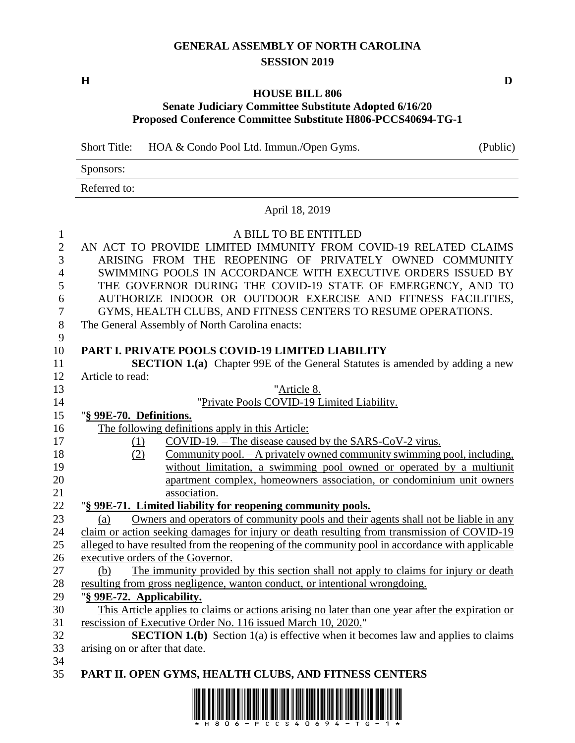# GENERAL ASSEMBLY OF NORTH CAROLINA
## SESSION 2019

H D

### HOUSE BILL 806
### Senate Judiciary Committee Substitute Adopted 6/16/20
### Proposed Conference Committee Substitute H806-PCCS40694-TG-1

Short Title: HOA & Condo Pool Ltd. Immun./Open Gyms. (Public)

Sponsors:

Referred to:

April 18, 2019

A BILL TO BE ENTITLED

AN ACT TO PROVIDE LIMITED IMMUNITY FROM COVID-19 RELATED CLAIMS ARISING FROM THE REOPENING OF PRIVATELY OWNED COMMUNITY SWIMMING POOLS IN ACCORDANCE WITH EXECUTIVE ORDERS ISSUED BY THE GOVERNOR DURING THE COVID-19 STATE OF EMERGENCY, AND TO AUTHORIZE INDOOR OR OUTDOOR EXERCISE AND FITNESS FACILITIES, GYMS, HEALTH CLUBS, AND FITNESS CENTERS TO RESUME OPERATIONS.

The General Assembly of North Carolina enacts:

**PART I. PRIVATE POOLS COVID-19 LIMITED LIABILITY**

**SECTION 1.(a)** Chapter 99E of the General Statutes is amended by adding a new Article to read:

"Article 8.

"Private Pools COVID-19 Limited Liability.

"**§ 99E-70. Definitions.**

The following definitions apply in this Article:

(1) COVID-19. – The disease caused by the SARS-CoV-2 virus.

(2) Community pool. – A privately owned community swimming pool, including, without limitation, a swimming pool owned or operated by a multiunit apartment complex, homeowners association, or condominium unit owners association.

"**§ 99E-71. Limited liability for reopening community pools.**

(a) Owners and operators of community pools and their agents shall not be liable in any claim or action seeking damages for injury or death resulting from transmission of COVID-19 alleged to have resulted from the reopening of the community pool in accordance with applicable executive orders of the Governor.

(b) The immunity provided by this section shall not apply to claims for injury or death resulting from gross negligence, wanton conduct, or intentional wrongdoing.

"**§ 99E-72. Applicability.**

This Article applies to claims or actions arising no later than one year after the expiration or rescission of Executive Order No. 116 issued March 10, 2020."

**SECTION 1.(b)** Section 1(a) is effective when it becomes law and applies to claims arising on or after that date.

**PART II. OPEN GYMS, HEALTH CLUBS, AND FITNESS CENTERS**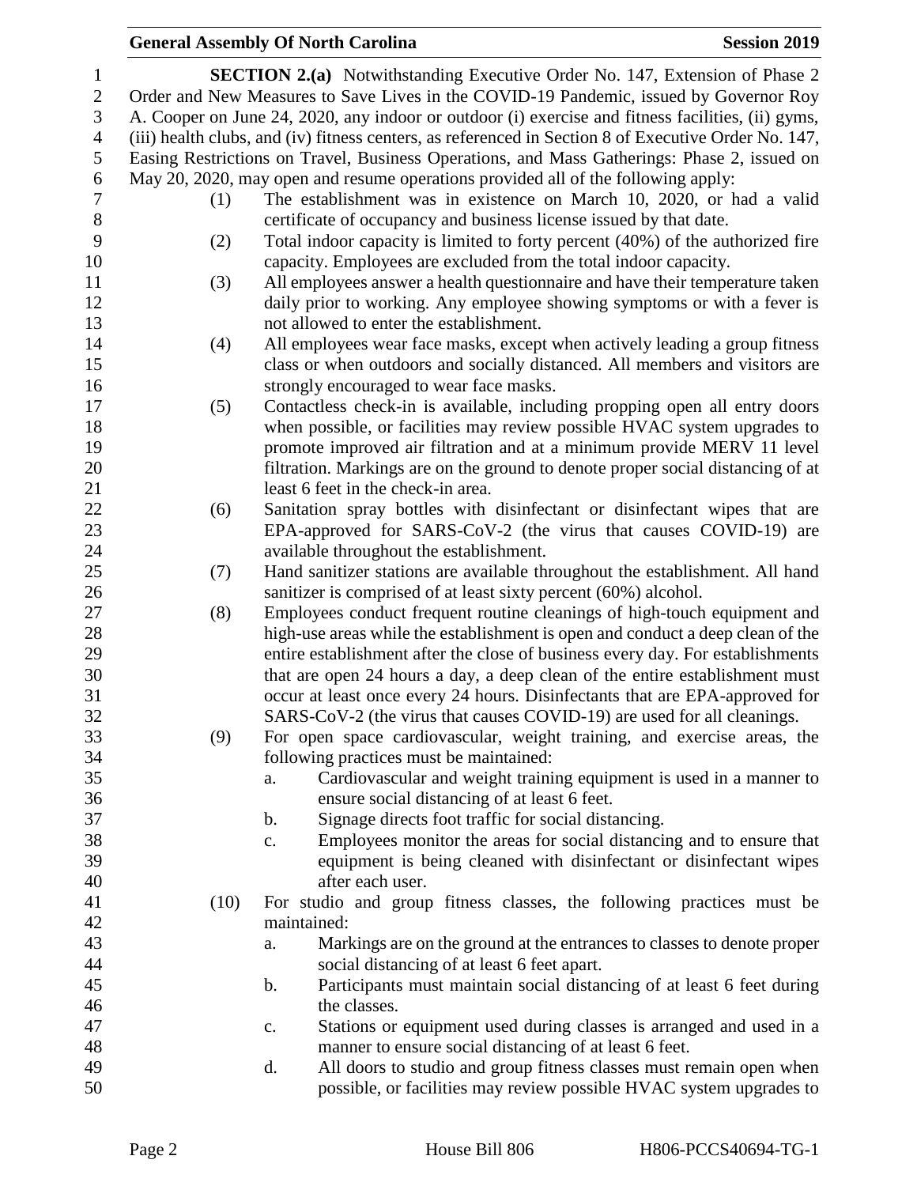**SECTION 2.(a)** Notwithstanding Executive Order No. 147, Extension of Phase 2 Order and New Measures to Save Lives in the COVID-19 Pandemic, issued by Governor Roy A. Cooper on June 24, 2020, any indoor or outdoor (i) exercise and fitness facilities, (ii) gyms, (iii) health clubs, and (iv) fitness centers, as referenced in Section 8 of Executive Order No. 147, Easing Restrictions on Travel, Business Operations, and Mass Gatherings: Phase 2, issued on May 20, 2020, may open and resume operations provided all of the following apply:

(1) The establishment was in existence on March 10, 2020, or had a valid certificate of occupancy and business license issued by that date.

(2) Total indoor capacity is limited to forty percent (40%) of the authorized fire capacity. Employees are excluded from the total indoor capacity.

(3) All employees answer a health questionnaire and have their temperature taken daily prior to working. Any employee showing symptoms or with a fever is not allowed to enter the establishment.

(4) All employees wear face masks, except when actively leading a group fitness class or when outdoors and socially distanced. All members and visitors are strongly encouraged to wear face masks.

(5) Contactless check-in is available, including propping open all entry doors when possible, or facilities may review possible HVAC system upgrades to promote improved air filtration and at a minimum provide MERV 11 level filtration. Markings are on the ground to denote proper social distancing of at least 6 feet in the check-in area.

(6) Sanitation spray bottles with disinfectant or disinfectant wipes that are EPA-approved for SARS-CoV-2 (the virus that causes COVID-19) are available throughout the establishment.

(7) Hand sanitizer stations are available throughout the establishment. All hand sanitizer is comprised of at least sixty percent (60%) alcohol.

(8) Employees conduct frequent routine cleanings of high-touch equipment and high-use areas while the establishment is open and conduct a deep clean of the entire establishment after the close of business every day. For establishments that are open 24 hours a day, a deep clean of the entire establishment must occur at least once every 24 hours. Disinfectants that are EPA-approved for SARS-CoV-2 (the virus that causes COVID-19) are used for all cleanings.

(9) For open space cardiovascular, weight training, and exercise areas, the following practices must be maintained:

   a. Cardiovascular and weight training equipment is used in a manner to ensure social distancing of at least 6 feet.

   b. Signage directs foot traffic for social distancing.

   c. Employees monitor the areas for social distancing and to ensure that equipment is being cleaned with disinfectant or disinfectant wipes after each user.

(10) For studio and group fitness classes, the following practices must be maintained:

   a. Markings are on the ground at the entrances to classes to denote proper social distancing of at least 6 feet apart.

   b. Participants must maintain social distancing of at least 6 feet during the classes.

   c. Stations or equipment used during classes is arranged and used in a manner to ensure social distancing of at least 6 feet.

   d. All doors to studio and group fitness classes must remain open when possible, or facilities may review possible HVAC system upgrades to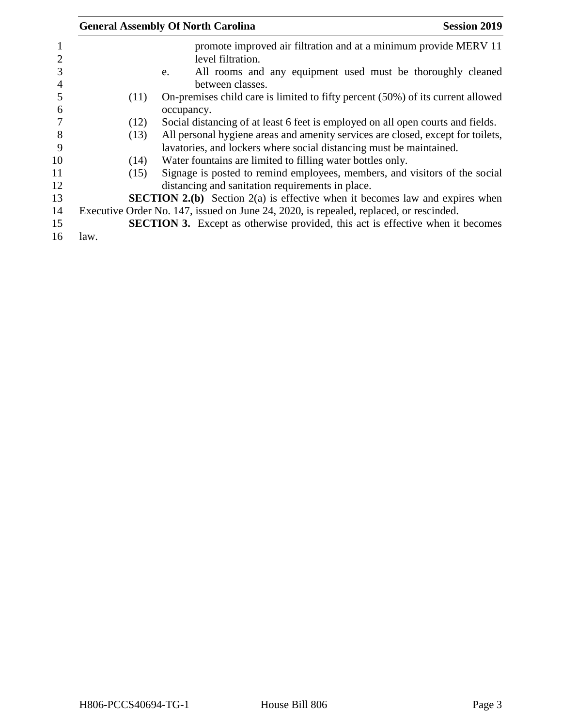promote improved air filtration and at a minimum provide MERV 11 level filtration.

e. All rooms and any equipment used must be thoroughly cleaned between classes.

(11) On-premises child care is limited to fifty percent (50%) of its current allowed occupancy.

(12) Social distancing of at least 6 feet is employed on all open courts and fields.

(13) All personal hygiene areas and amenity services are closed, except for toilets, lavatories, and lockers where social distancing must be maintained.

(14) Water fountains are limited to filling water bottles only.

(15) Signage is posted to remind employees, members, and visitors of the social distancing and sanitation requirements in place.

**SECTION 2.(b)** Section 2(a) is effective when it becomes law and expires when Executive Order No. 147, issued on June 24, 2020, is repealed, replaced, or rescinded.

**SECTION 3.** Except as otherwise provided, this act is effective when it becomes law.